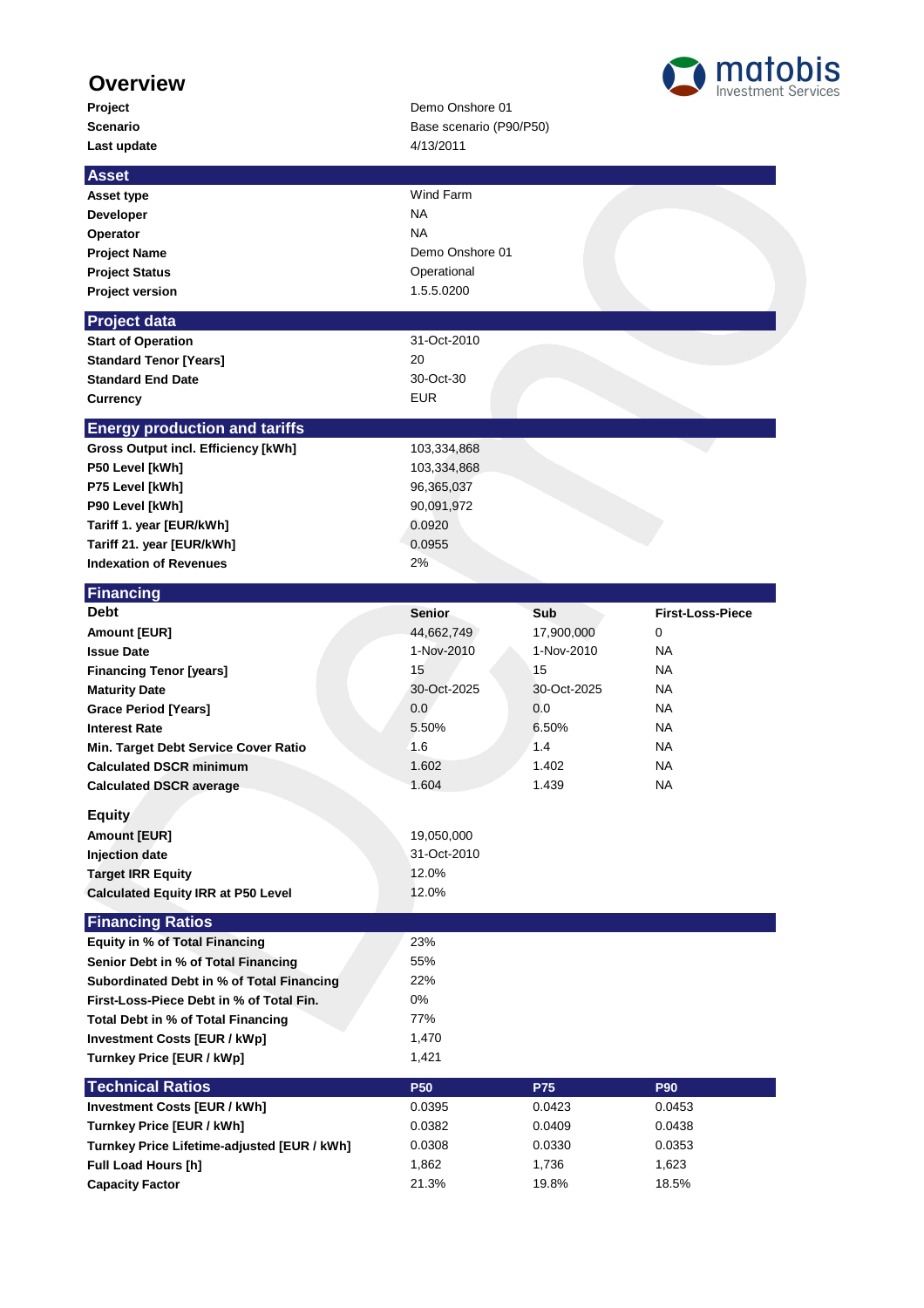# Overview

| | |
|---|---|
| **Project** | Demo Onshore 01 |
| **Scenario** | Base scenario (P90/P50) |
| **Last update** | 4/13/2011 |

## Asset

| | |
|---|---|
| **Asset type** | Wind Farm |
| **Developer** | NA |
| **Operator** | NA |
| **Project Name** | Demo Onshore 01 |
| **Project Status** | Operational |
| **Project version** | 1.5.5.0200 |

## Project data

| | |
|---|---|
| **Start of Operation** | 31-Oct-2010 |
| **Standard Tenor [Years]** | 20 |
| **Standard End Date** | 30-Oct-30 |
| **Currency** | EUR |

## Energy production and tariffs

| | |
|---|---|
| **Gross Output incl. Efficiency [kWh]** | 103,334,868 |
| **P50 Level [kWh]** | 103,334,868 |
| **P75 Level [kWh]** | 96,365,037 |
| **P90 Level [kWh]** | 90,091,972 |
| **Tariff 1. year [EUR/kWh]** | 0.0920 |
| **Tariff 21. year [EUR/kWh]** | 0.0955 |
| **Indexation of Revenues** | 2% |

## Financing

| **Debt** | **Senior** | **Sub** | **First-Loss-Piece** |
|---|---|---|---|
| **Amount [EUR]** | 44,662,749 | 17,900,000 | 0 |
| **Issue Date** | 1-Nov-2010 | 1-Nov-2010 | NA |
| **Financing Tenor [years]** | 15 | 15 | NA |
| **Maturity Date** | 30-Oct-2025 | 30-Oct-2025 | NA |
| **Grace Period [Years]** | 0.0 | 0.0 | NA |
| **Interest Rate** | 5.50% | 6.50% | NA |
| **Min. Target Debt Service Cover Ratio** | 1.6 | 1.4 | NA |
| **Calculated DSCR minimum** | 1.602 | 1.402 | NA |
| **Calculated DSCR average** | 1.604 | 1.439 | NA |

**Equity**

| | |
|---|---|
| **Amount [EUR]** | 19,050,000 |
| **Injection date** | 31-Oct-2010 |
| **Target IRR Equity** | 12.0% |
| **Calculated Equity IRR at P50 Level** | 12.0% |

## Financing Ratios

| | |
|---|---|
| **Equity in % of Total Financing** | 23% |
| **Senior Debt in % of Total Financing** | 55% |
| **Subordinated Debt in % of Total Financing** | 22% |
| **First-Loss-Piece Debt in % of Total Fin.** | 0% |
| **Total Debt in % of Total Financing** | 77% |
| **Investment Costs [EUR / kWp]** | 1,470 |
| **Turnkey Price [EUR / kWp]** | 1,421 |

## Technical Ratios

| | **P50** | **P75** | **P90** |
|---|---|---|---|
| **Investment Costs [EUR / kWh]** | 0.0395 | 0.0423 | 0.0453 |
| **Turnkey Price [EUR / kWh]** | 0.0382 | 0.0409 | 0.0438 |
| **Turnkey Price Lifetime-adjusted [EUR / kWh]** | 0.0308 | 0.0330 | 0.0353 |
| **Full Load Hours [h]** | 1,862 | 1,736 | 1,623 |
| **Capacity Factor** | 21.3% | 19.8% | 18.5% |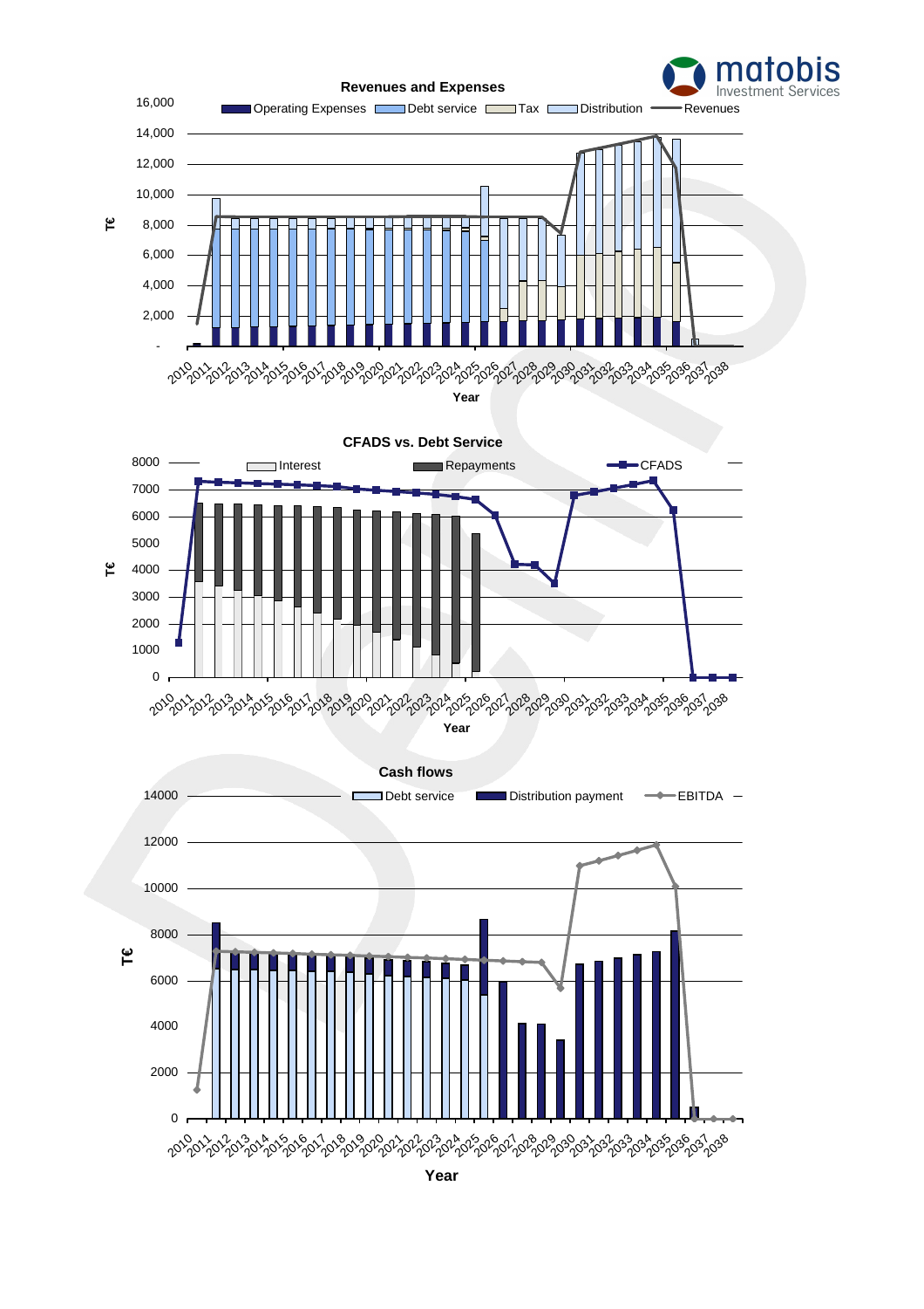### Revenues and Expenses

Operating Expenses | Debt service | Tax | Distribution | Revenues

T€

16,000
14,000
12,000
10,000
8,000
6,000
4,000
2,000
-

2010 2011 2012 2013 2014 2015 2016 2017 2018 2019 2020 2021 2022 2023 2024 2025 2026 2027 2028 2029 2030 2031 2032 2033 2034 2035 2036 2037 2038

Year

### CFADS vs. Debt Service

Interest | Repayments | CFADS

T€

8000
7000
6000
5000
4000
3000
2000
1000
0

2010 2011 2012 2013 2014 2015 2016 2017 2018 2019 2020 2021 2022 2023 2024 2025 2026 2027 2028 2029 2030 2031 2032 2033 2034 2035 2036 2037 2038

Year

### Cash flows

Debt service | Distribution payment | EBITDA

T€

14000
12000
10000
8000
6000
4000
2000
0

2010 2011 2012 2013 2014 2015 2016 2017 2018 2019 2020 2021 2022 2023 2024 2025 2026 2027 2028 2029 2030 2031 2032 2033 2034 2035 2036 2037 2038

Year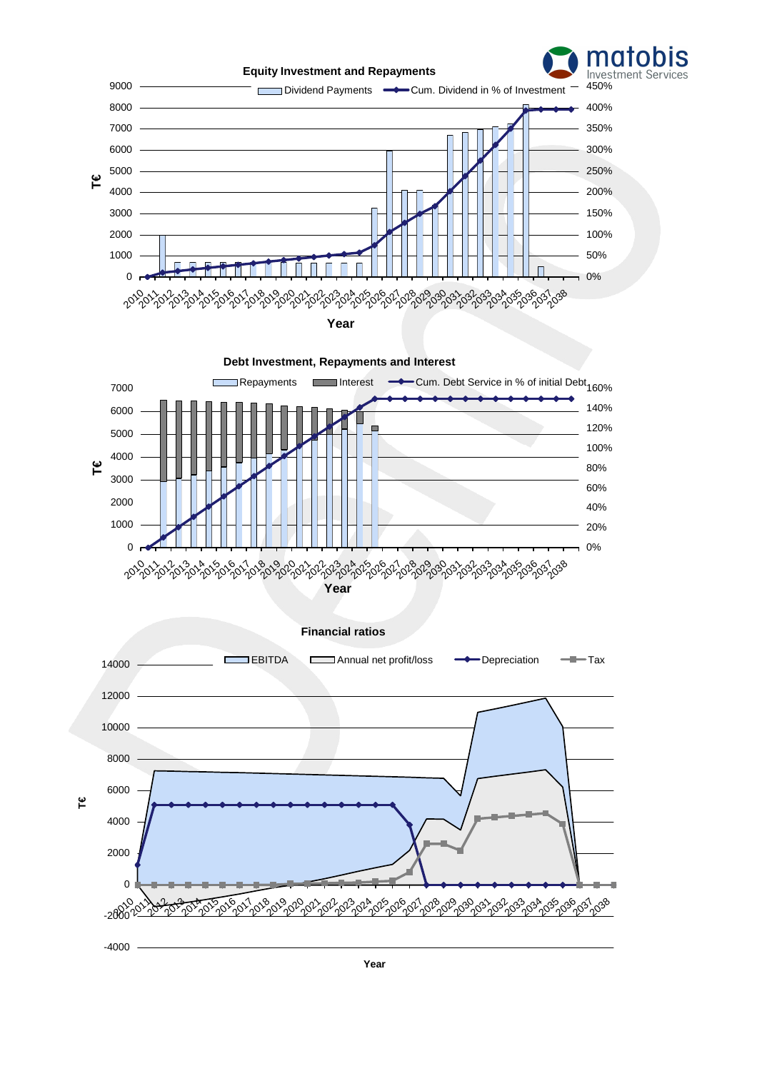## Equity Investment and Repayments

Dividend Payments — Cum. Dividend in % of Investment

T€ (0–9000) | 0%–450%

Year: 2010–2038

## Debt Investment, Repayments and Interest

Repayments — Interest — Cum. Debt Service in % of initial Debt

T€ (0–7000) | 0%–160%

Year: 2010–2038

## Financial ratios

EBITDA — Annual net profit/loss — Depreciation — Tax

T€ (-4000–14000)

Year: 2010–2038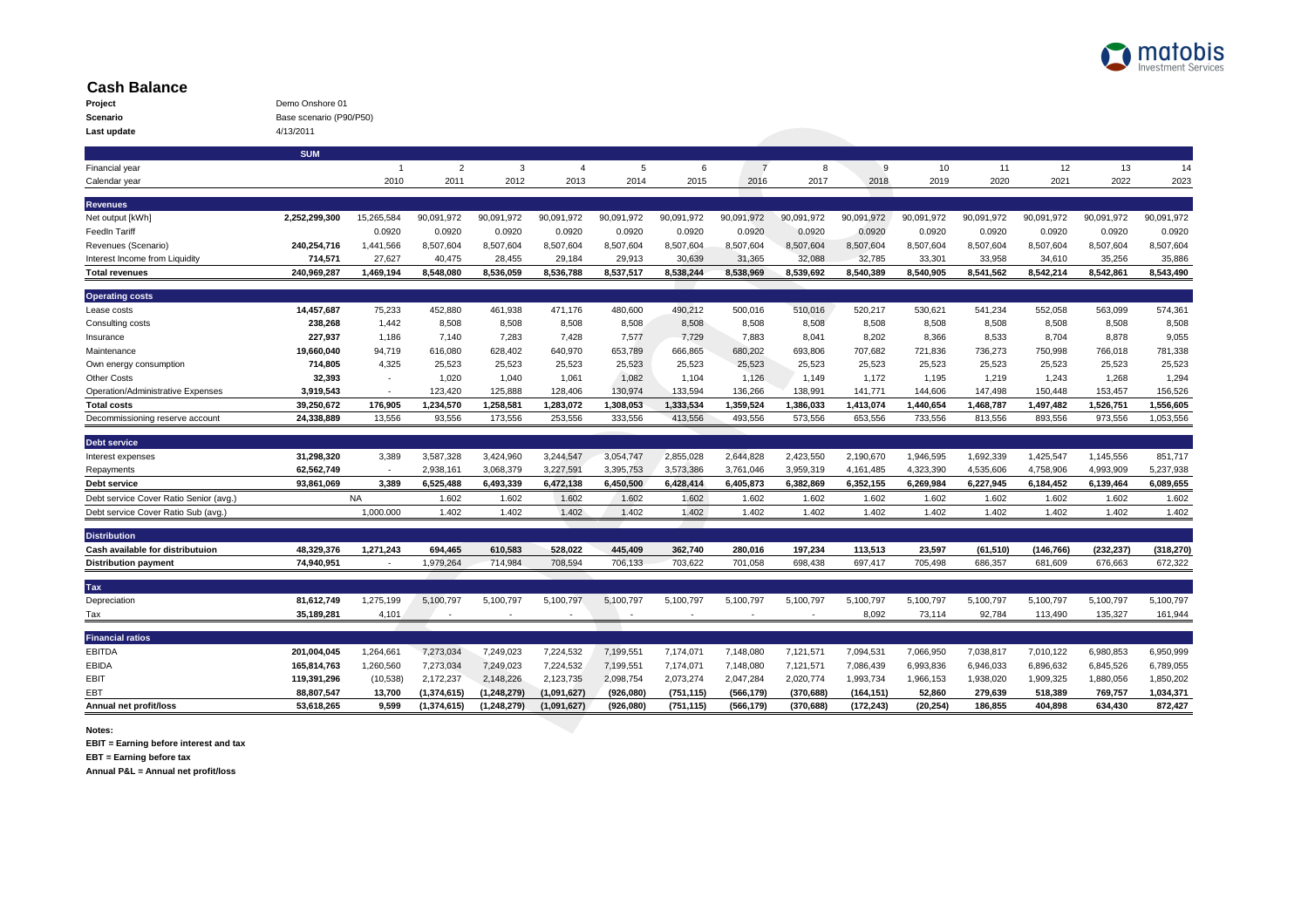## Cash Balance

**Project** Demo Onshore 01
**Scenario** Base scenario (P90/P50)
**Last update** 4/13/2011

| | SUM | | | | | | | | | | | | | | |
|---|---|---|---|---|---|---|---|---|---|---|---|---|---|---|---|
| Financial year | | 1 | 2 | 3 | 4 | 5 | 6 | 7 | 8 | 9 | 10 | 11 | 12 | 13 | 14 |
| Calendar year | | 2010 | 2011 | 2012 | 2013 | 2014 | 2015 | 2016 | 2017 | 2018 | 2019 | 2020 | 2021 | 2022 | 2023 |
| **Revenues** | | | | | | | | | | | | | | | |
| Net output [kWh] | **2,252,299,300** | 15,265,584 | 90,091,972 | 90,091,972 | 90,091,972 | 90,091,972 | 90,091,972 | 90,091,972 | 90,091,972 | 90,091,972 | 90,091,972 | 90,091,972 | 90,091,972 | 90,091,972 | 90,091,972 |
| FeedIn Tariff | | 0.0920 | 0.0920 | 0.0920 | 0.0920 | 0.0920 | 0.0920 | 0.0920 | 0.0920 | 0.0920 | 0.0920 | 0.0920 | 0.0920 | 0.0920 | 0.0920 |
| Revenues (Scenario) | **240,254,716** | 1,441,566 | 8,507,604 | 8,507,604 | 8,507,604 | 8,507,604 | 8,507,604 | 8,507,604 | 8,507,604 | 8,507,604 | 8,507,604 | 8,507,604 | 8,507,604 | 8,507,604 | 8,507,604 |
| Interest Income from Liquidity | **714,571** | 27,627 | 40,475 | 28,455 | 29,184 | 29,913 | 30,639 | 31,365 | 32,088 | 32,785 | 33,301 | 33,958 | 34,610 | 35,256 | 35,886 |
| **Total revenues** | **240,969,287** | **1,469,194** | **8,548,080** | **8,536,059** | **8,536,788** | **8,537,517** | **8,538,244** | **8,538,969** | **8,539,692** | **8,540,389** | **8,540,905** | **8,541,562** | **8,542,214** | **8,542,861** | **8,543,490** |
| **Operating costs** | | | | | | | | | | | | | | | |
| Lease costs | **14,457,687** | 75,233 | 452,880 | 461,938 | 471,176 | 480,600 | 490,212 | 500,016 | 510,016 | 520,217 | 530,621 | 541,234 | 552,058 | 563,099 | 574,361 |
| Consulting costs | **238,268** | 1,442 | 8,508 | 8,508 | 8,508 | 8,508 | 8,508 | 8,508 | 8,508 | 8,508 | 8,508 | 8,508 | 8,508 | 8,508 | 8,508 |
| Insurance | **227,937** | 1,186 | 7,140 | 7,283 | 7,428 | 7,577 | 7,729 | 7,883 | 8,041 | 8,202 | 8,366 | 8,533 | 8,704 | 8,878 | 9,055 |
| Maintenance | **19,660,040** | 94,719 | 616,080 | 628,402 | 640,970 | 653,789 | 666,865 | 680,202 | 693,806 | 707,682 | 721,836 | 736,273 | 750,998 | 766,018 | 781,338 |
| Own energy consumption | **714,805** | 4,325 | 25,523 | 25,523 | 25,523 | 25,523 | 25,523 | 25,523 | 25,523 | 25,523 | 25,523 | 25,523 | 25,523 | 25,523 | 25,523 |
| Other Costs | **32,393** | - | 1,020 | 1,040 | 1,061 | 1,082 | 1,104 | 1,126 | 1,149 | 1,172 | 1,195 | 1,219 | 1,243 | 1,268 | 1,294 |
| Operation/Administrative Expenses | **3,919,543** | - | 123,420 | 125,888 | 128,406 | 130,974 | 133,594 | 136,266 | 138,991 | 141,771 | 144,606 | 147,498 | 150,448 | 153,457 | 156,526 |
| **Total costs** | **39,250,672** | **176,905** | **1,234,570** | **1,258,581** | **1,283,072** | **1,308,053** | **1,333,534** | **1,359,524** | **1,386,033** | **1,413,074** | **1,440,654** | **1,468,787** | **1,497,482** | **1,526,751** | **1,556,605** |
| Decommissioning reserve account | **24,338,889** | 13,556 | 93,556 | 173,556 | 253,556 | 333,556 | 413,556 | 493,556 | 573,556 | 653,556 | 733,556 | 813,556 | 893,556 | 973,556 | 1,053,556 |
| **Debt service** | | | | | | | | | | | | | | | |
| Interest expenses | **31,298,320** | 3,389 | 3,587,328 | 3,424,960 | 3,244,547 | 3,054,747 | 2,855,028 | 2,644,828 | 2,423,550 | 2,190,670 | 1,946,595 | 1,692,339 | 1,425,547 | 1,145,556 | 851,717 |
| Repayments | **62,562,749** | - | 2,938,161 | 3,068,379 | 3,227,591 | 3,395,753 | 3,573,386 | 3,761,046 | 3,959,319 | 4,161,485 | 4,323,390 | 4,535,606 | 4,758,906 | 4,993,909 | 5,237,938 |
| **Debt service** | **93,861,069** | **3,389** | **6,525,488** | **6,493,339** | **6,472,138** | **6,450,500** | **6,428,414** | **6,405,873** | **6,382,869** | **6,352,155** | **6,269,984** | **6,227,945** | **6,184,452** | **6,139,464** | **6,089,655** |
| Debt service Cover Ratio Senior (avg.) | | NA | 1.602 | 1.602 | 1.602 | 1.602 | 1.602 | 1.602 | 1.602 | 1.602 | 1.602 | 1.602 | 1.602 | 1.602 | 1.602 |
| Debt service Cover Ratio Sub (avg.) | | 1,000.000 | 1.402 | 1.402 | 1.402 | 1.402 | 1.402 | 1.402 | 1.402 | 1.402 | 1.402 | 1.402 | 1.402 | 1.402 | 1.402 |
| **Distribution** | | | | | | | | | | | | | | | |
| **Cash available for distributuion** | **48,329,376** | **1,271,243** | **694,465** | **610,583** | **528,022** | **445,409** | **362,740** | **280,016** | **197,234** | **113,513** | **23,597** | **(61,510)** | **(146,766)** | **(232,237)** | **(318,270)** |
| **Distribution payment** | **74,940,951** | - | 1,979,264 | 714,984 | 708,594 | 706,133 | 703,622 | 701,058 | 698,438 | 697,417 | 705,498 | 686,357 | 681,609 | 676,663 | 672,322 |
| **Tax** | | | | | | | | | | | | | | | |
| Depreciation | **81,612,749** | 1,275,199 | 5,100,797 | 5,100,797 | 5,100,797 | 5,100,797 | 5,100,797 | 5,100,797 | 5,100,797 | 5,100,797 | 5,100,797 | 5,100,797 | 5,100,797 | 5,100,797 | 5,100,797 |
| Tax | **35,189,281** | 4,101 | - | - | - | - | - | - | - | 8,092 | 73,114 | 92,784 | 113,490 | 135,327 | 161,944 |
| **Financial ratios** | | | | | | | | | | | | | | | |
| EBITDA | **201,004,045** | 1,264,661 | 7,273,034 | 7,249,023 | 7,224,532 | 7,199,551 | 7,174,071 | 7,148,080 | 7,121,571 | 7,094,531 | 7,066,950 | 7,038,817 | 7,010,122 | 6,980,853 | 6,950,999 |
| EBIDA | **165,814,763** | 1,260,560 | 7,273,034 | 7,249,023 | 7,224,532 | 7,199,551 | 7,174,071 | 7,148,080 | 7,121,571 | 7,086,439 | 6,993,836 | 6,946,033 | 6,896,632 | 6,845,526 | 6,789,055 |
| EBIT | **119,391,296** | (10,538) | 2,172,237 | 2,148,226 | 2,123,735 | 2,098,754 | 2,073,274 | 2,047,284 | 2,020,774 | 1,993,734 | 1,966,153 | 1,938,020 | 1,909,325 | 1,880,056 | 1,850,202 |
| EBT | **88,807,547** | 13,700 | (1,374,615) | (1,248,279) | (1,091,627) | (926,080) | (751,115) | (566,179) | (370,688) | (164,151) | 52,860 | 279,639 | 518,389 | 769,757 | 1,034,371 |
| **Annual net profit/loss** | **53,618,265** | **9,599** | **(1,374,615)** | **(1,248,279)** | **(1,091,627)** | **(926,080)** | **(751,115)** | **(566,179)** | **(370,688)** | **(172,243)** | **(20,254)** | **186,855** | **404,898** | **634,430** | **872,427** |

**Notes:**

**EBIT = Earning before interest and tax**

**EBT = Earning before tax**

**Annual P&L = Annual net profit/loss**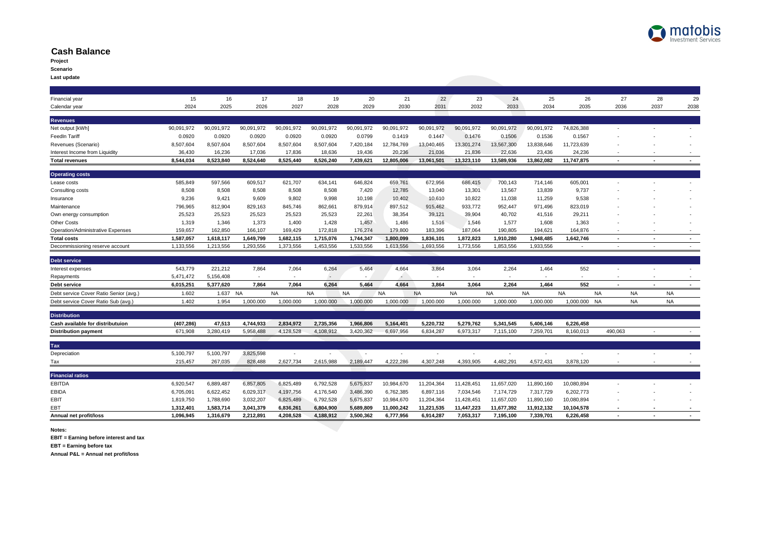# Cash Balance

**Project**

**Scenario**

**Last update**

| | | | | | | | | | | | | | | | |
|---|---|---|---|---|---|---|---|---|---|---|---|---|---|---|---|
| Financial year | 15 | 16 | 17 | 18 | 19 | 20 | 21 | 22 | 23 | 24 | 25 | 26 | 27 | 28 | 29 |
| Calendar year | 2024 | 2025 | 2026 | 2027 | 2028 | 2029 | 2030 | 2031 | 2032 | 2033 | 2034 | 2035 | 2036 | 2037 | 2038 |
| **Revenues** | | | | | | | | | | | | | | | |
| Net output [kWh] | 90,091,972 | 90,091,972 | 90,091,972 | 90,091,972 | 90,091,972 | 90,091,972 | 90,091,972 | 90,091,972 | 90,091,972 | 90,091,972 | 90,091,972 | 74,826,388 | - | - | - |
| FeedIn Tariff | 0.0920 | 0.0920 | 0.0920 | 0.0920 | 0.0920 | 0.0799 | 0.1419 | 0.1447 | 0.1476 | 0.1506 | 0.1536 | 0.1567 | - | - | - |
| Revenues (Scenario) | 8,507,604 | 8,507,604 | 8,507,604 | 8,507,604 | 8,507,604 | 7,420,184 | 12,784,769 | 13,040,465 | 13,301,274 | 13,567,300 | 13,838,646 | 11,723,639 | - | - | - |
| Interest Income from Liquidity | 36,430 | 16,236 | 17,036 | 17,836 | 18,636 | 19,436 | 20,236 | 21,036 | 21,836 | 22,636 | 23,436 | 24,236 | - | - | - |
| **Total revenues** | **8,544,034** | **8,523,840** | **8,524,640** | **8,525,440** | **8,526,240** | **7,439,621** | **12,805,006** | **13,061,501** | **13,323,110** | **13,589,936** | **13,862,082** | **11,747,875** | **-** | **-** | **-** |
| **Operating costs** | | | | | | | | | | | | | | | |
| Lease costs | 585,849 | 597,566 | 609,517 | 621,707 | 634,141 | 646,824 | 659,761 | 672,956 | 686,415 | 700,143 | 714,146 | 605,001 | - | - | - |
| Consulting costs | 8,508 | 8,508 | 8,508 | 8,508 | 8,508 | 7,420 | 12,785 | 13,040 | 13,301 | 13,567 | 13,839 | 9,737 | - | - | - |
| Insurance | 9,236 | 9,421 | 9,609 | 9,802 | 9,998 | 10,198 | 10,402 | 10,610 | 10,822 | 11,038 | 11,259 | 9,538 | - | - | - |
| Maintenance | 796,965 | 812,904 | 829,163 | 845,746 | 862,661 | 879,914 | 897,512 | 915,462 | 933,772 | 952,447 | 971,496 | 823,019 | - | - | - |
| Own energy consumption | 25,523 | 25,523 | 25,523 | 25,523 | 25,523 | 22,261 | 38,354 | 39,121 | 39,904 | 40,702 | 41,516 | 29,211 | - | - | - |
| Other Costs | 1,319 | 1,346 | 1,373 | 1,400 | 1,428 | 1,457 | 1,486 | 1,516 | 1,546 | 1,577 | 1,608 | 1,363 | - | - | - |
| Operation/Administrative Expenses | 159,657 | 162,850 | 166,107 | 169,429 | 172,818 | 176,274 | 179,800 | 183,396 | 187,064 | 190,805 | 194,621 | 164,876 | - | - | - |
| **Total costs** | **1,587,057** | **1,618,117** | **1,649,799** | **1,682,115** | **1,715,076** | **1,744,347** | **1,800,099** | **1,836,101** | **1,872,823** | **1,910,280** | **1,948,485** | **1,642,746** | **-** | **-** | **-** |
| Decommissioning reserve account | 1,133,556 | 1,213,556 | 1,293,556 | 1,373,556 | 1,453,556 | 1,533,556 | 1,613,556 | 1,693,556 | 1,773,556 | 1,853,556 | 1,933,556 | - | - | - | - |
| **Debt service** | | | | | | | | | | | | | | | |
| Interest expenses | 543,779 | 221,212 | 7,864 | 7,064 | 6,264 | 5,464 | 4,664 | 3,864 | 3,064 | 2,264 | 1,464 | 552 | - | - | - |
| Repayments | 5,471,472 | 5,156,408 | - | - | - | - | - | - | - | - | - | - | - | - | - |
| **Debt service** | **6,015,251** | **5,377,620** | **7,864** | **7,064** | **6,264** | **5,464** | **4,664** | **3,864** | **3,064** | **2,264** | **1,464** | **552** | **-** | **-** | **-** |
| Debt service Cover Ratio Senior (avg.) | 1.602 | 1.637 | NA | NA | NA | NA | NA | NA | NA | NA | NA | NA | NA | NA | NA |
| Debt service Cover Ratio Sub (avg.) | 1.402 | 1.954 | 1,000.000 | 1,000.000 | 1,000.000 | 1,000.000 | 1,000.000 | 1,000.000 | 1,000.000 | 1,000.000 | 1,000.000 | 1,000.000 | NA | NA | NA |
| **Distribution** | | | | | | | | | | | | | | | |
| **Cash available for distributuion** | **(407,286)** | **47,513** | **4,744,933** | **2,834,972** | **2,735,356** | **1,966,806** | **5,164,401** | **5,220,732** | **5,279,762** | **5,341,545** | **5,406,146** | **6,226,458** | | | |
| **Distribution payment** | 671,908 | 3,280,419 | 5,958,488 | 4,128,528 | 4,108,912 | 3,420,362 | 6,697,956 | 6,834,287 | 6,973,317 | 7,115,100 | 7,259,701 | 8,160,013 | 490,063 | - | - |
| **Tax** | | | | | | | | | | | | | | | |
| Depreciation | 5,100,797 | 5,100,797 | 3,825,598 | - | - | - | - | - | - | - | - | - | - | - | - |
| Tax | 215,457 | 267,035 | 828,488 | 2,627,734 | 2,615,988 | 2,189,447 | 4,222,286 | 4,307,248 | 4,393,905 | 4,482,291 | 4,572,431 | 3,878,120 | - | - | - |
| **Financial ratios** | | | | | | | | | | | | | | | |
| EBITDA | 6,920,547 | 6,889,487 | 6,857,805 | 6,825,489 | 6,792,528 | 5,675,837 | 10,984,670 | 11,204,364 | 11,428,451 | 11,657,020 | 11,890,160 | 10,080,894 | - | - | - |
| EBIDA | 6,705,091 | 6,622,452 | 6,029,317 | 4,197,756 | 4,176,540 | 3,486,390 | 6,762,385 | 6,897,116 | 7,034,546 | 7,174,729 | 7,317,729 | 6,202,773 | - | - | - |
| EBIT | 1,819,750 | 1,788,690 | 3,032,207 | 6,825,489 | 6,792,528 | 5,675,837 | 10,984,670 | 11,204,364 | 11,428,451 | 11,657,020 | 11,890,160 | 10,080,894 | - | - | - |
| EBT | **1,312,401** | **1,583,714** | **3,041,379** | **6,836,261** | **6,804,900** | **5,689,809** | **11,000,242** | **11,221,535** | **11,447,223** | **11,677,392** | **11,912,132** | **10,104,578** | **-** | **-** | **-** |
| **Annual net profit/loss** | **1,096,945** | **1,316,679** | **2,212,891** | **4,208,528** | **4,188,912** | **3,500,362** | **6,777,956** | **6,914,287** | **7,053,317** | **7,195,100** | **7,339,701** | **6,226,458** | **-** | **-** | **-** |

**Notes:**

**EBIT = Earning before interest and tax**

**EBT = Earning before tax**

**Annual P&L = Annual net profit/loss**